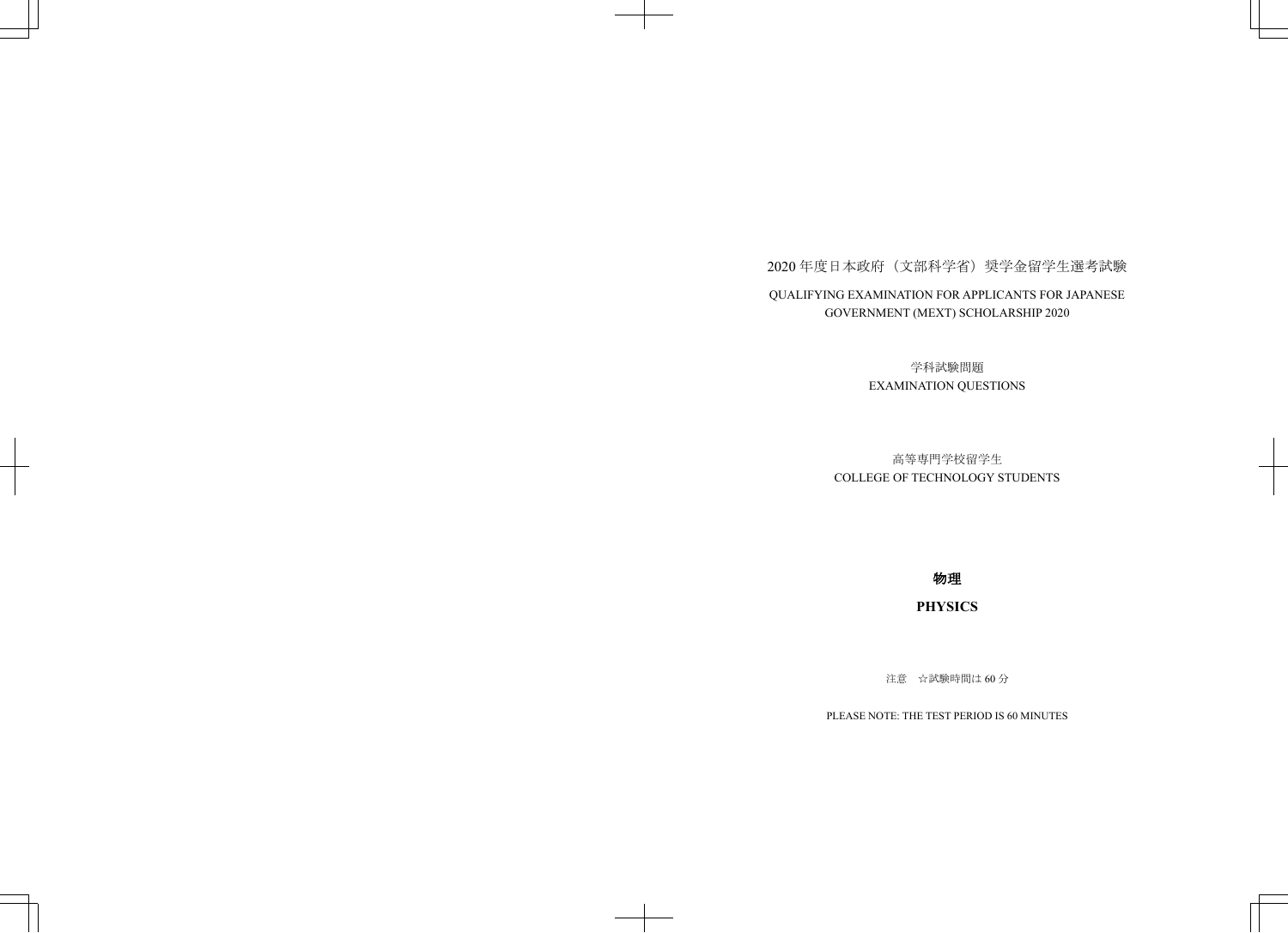2020 年度日本政府（文部科学省）奨学金留学生選考試験

QUALIFYING EXAMINATION FOR APPLICANTS FOR JAPANESE GOVERNMENT (MEXT) SCHOLARSHIP 2020

学科試験問題

EXAMINATION QUESTIONS

高等専門学校留学生

COLLEGE OF TECHNOLOGY STUDENTS

# 物理

# PHYSICS

注意　☆試験時間は 60 分

PLEASE NOTE: THE TEST PERIOD IS 60 MINUTES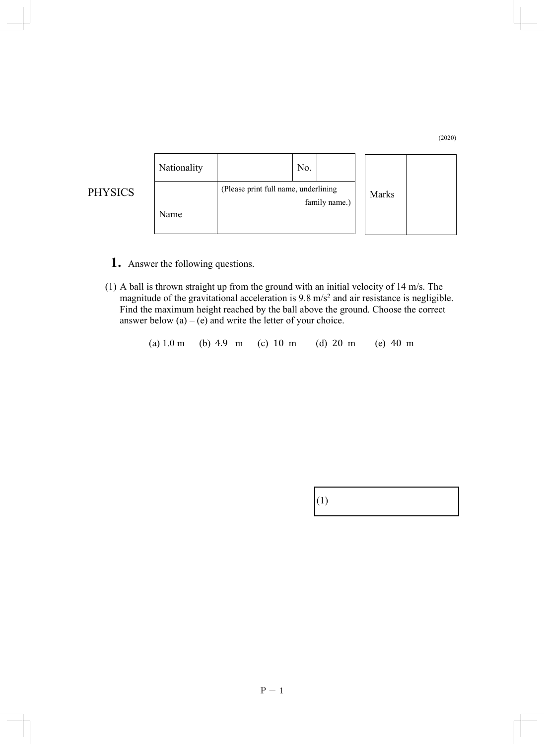(2020)

| | Nationality | | No. | | | Marks | |
|---|---|---|---|---|---|---|---|
| PHYSICS | Name | (Please print full name, underlining family name.) | | | | | |

**1.** Answer the following questions.

(1) A ball is thrown straight up from the ground with an initial velocity of 14 m/s. The magnitude of the gravitational acceleration is 9.8 m/s$^2$ and air resistance is negligible. Find the maximum height reached by the ball above the ground. Choose the correct answer below (a) – (e) and write the letter of your choice.

(a) 1.0 m (b) 4.9 m (c) 10 m (d) 20 m (e) 40 m

| (1) |
|---|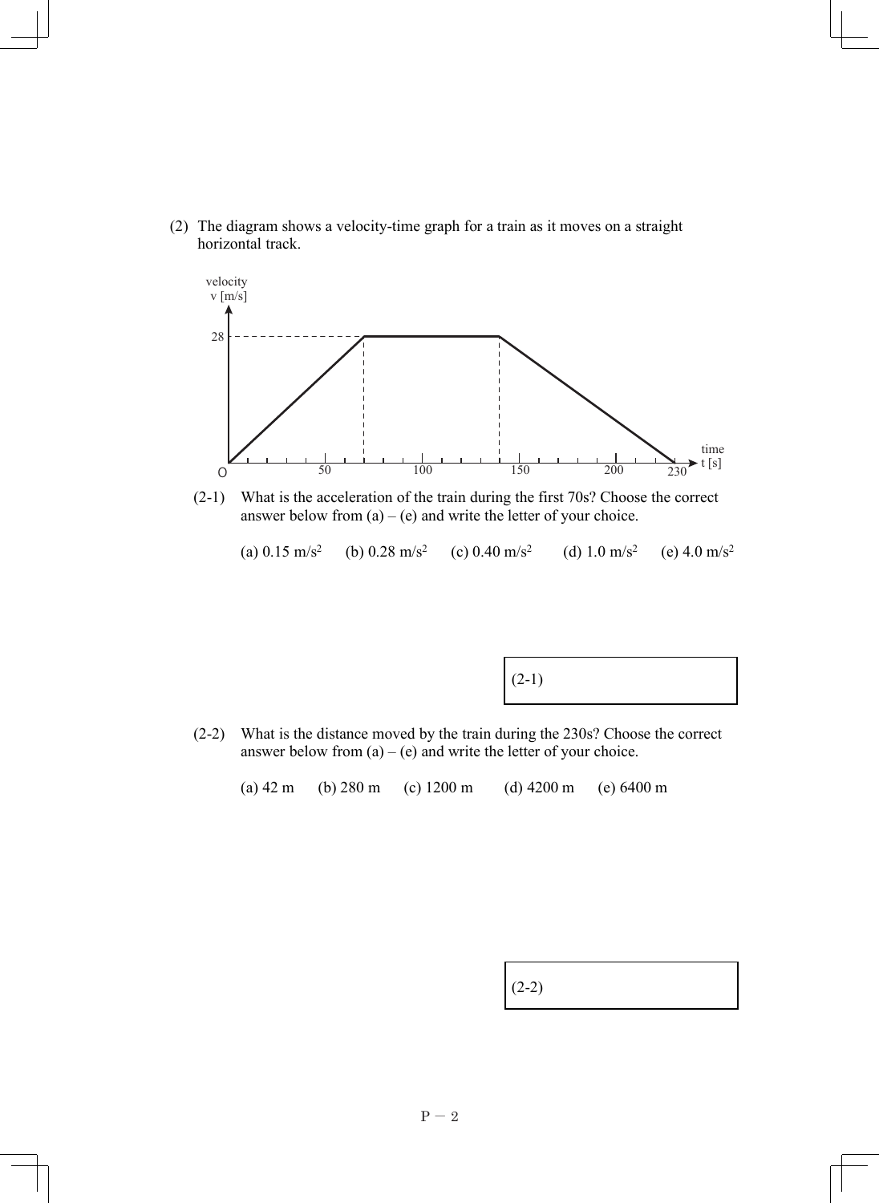(2) The diagram shows a velocity-time graph for a train as it moves on a straight horizontal track.

(2-1) What is the acceleration of the train during the first 70s? Choose the correct answer below from (a) – (e) and write the letter of your choice.

(a) 0.15 m/s$^2$ (b) 0.28 m/s$^2$ (c) 0.40 m/s$^2$ (d) 1.0 m/s$^2$ (e) 4.0 m/s$^2$

(2-1)

(2-2) What is the distance moved by the train during the 230s? Choose the correct answer below from (a) – (e) and write the letter of your choice.

(a) 42 m (b) 280 m (c) 1200 m (d) 4200 m (e) 6400 m

(2-2)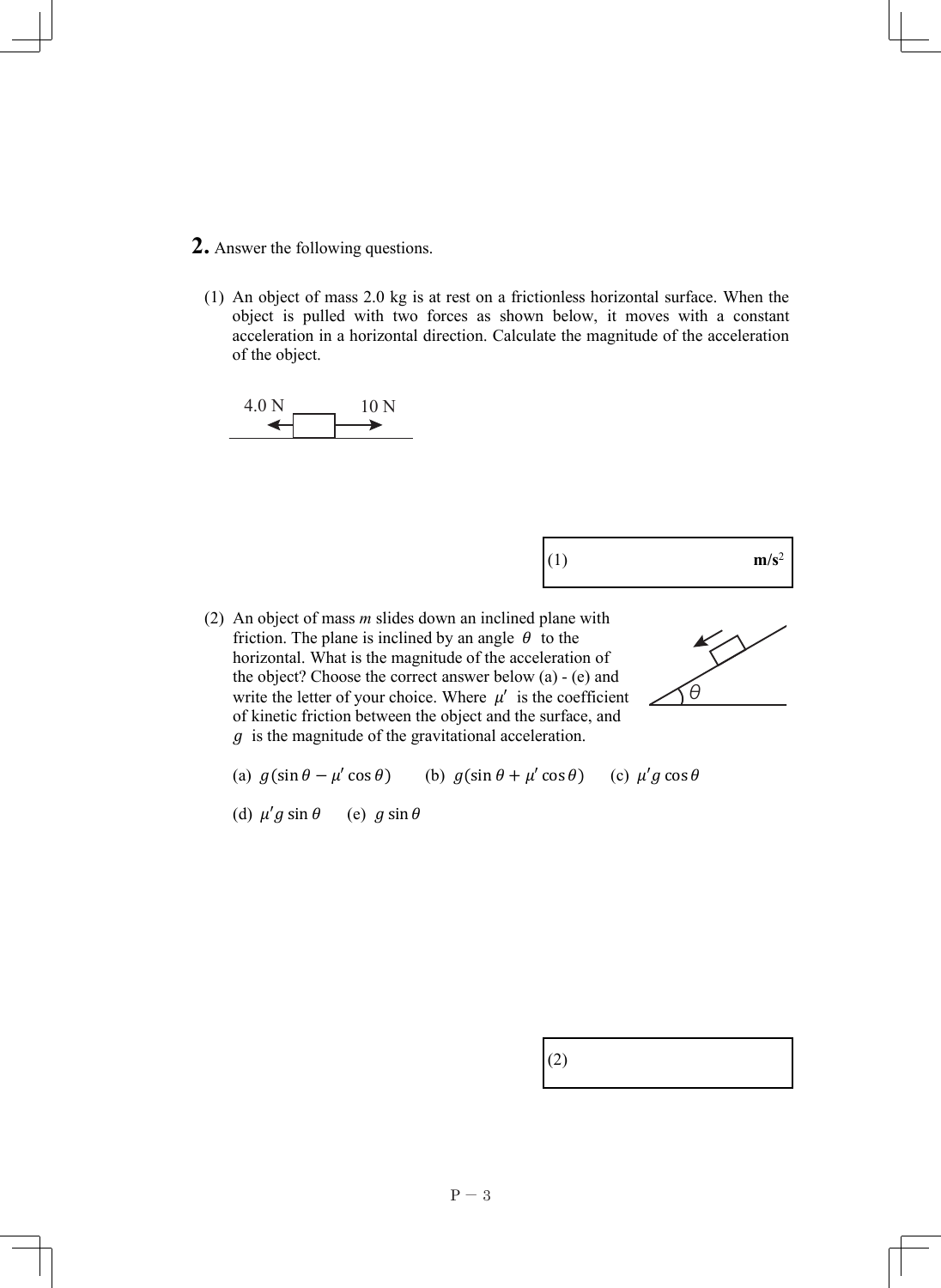**2.** Answer the following questions.

(1) An object of mass 2.0 kg is at rest on a frictionless horizontal surface. When the object is pulled with two forces as shown below, it moves with a constant acceleration in a horizontal direction. Calculate the magnitude of the acceleration of the object.

4.0 N 10 N

| (1) **m/s**$^2$ |
|---|

(2) An object of mass *m* slides down an inclined plane with friction. The plane is inclined by an angle $\theta$ to the horizontal. What is the magnitude of the acceleration of the object? Choose the correct answer below (a) - (e) and write the letter of your choice. Where $\mu'$ is the coefficient of kinetic friction between the object and the surface, and $g$ is the magnitude of the gravitational acceleration.

(a) $g(\sin\theta - \mu'\cos\theta)$ (b) $g(\sin\theta + \mu'\cos\theta)$ (c) $\mu' g\cos\theta$

(d) $\mu' g\sin\theta$ (e) $g\sin\theta$

| (2) |
|---|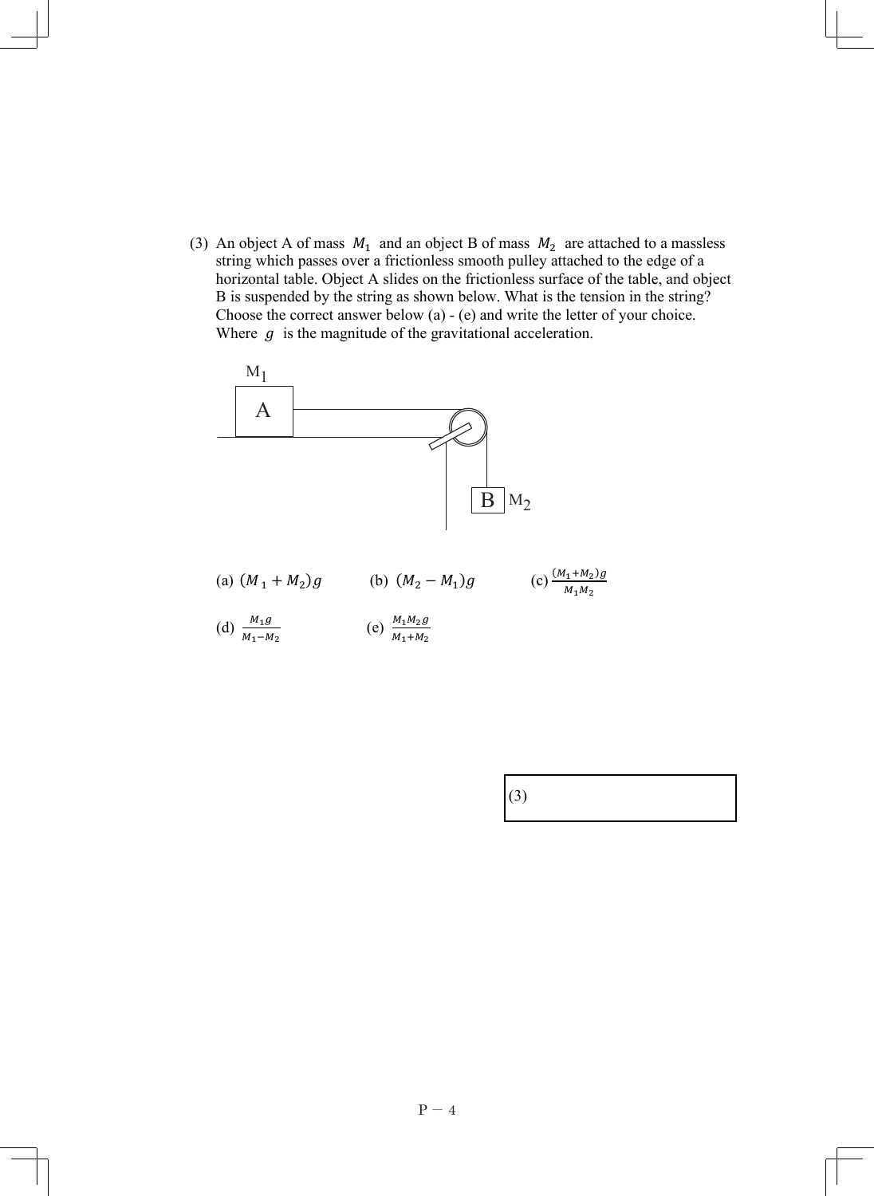(3) An object A of mass $M_1$ and an object B of mass $M_2$ are attached to a massless string which passes over a frictionless smooth pulley attached to the edge of a horizontal table. Object A slides on the frictionless surface of the table, and object B is suspended by the string as shown below. What is the tension in the string? Choose the correct answer below (a) - (e) and write the letter of your choice. Where $g$ is the magnitude of the gravitational acceleration.

(a) $(M_1 + M_2)g$  (b) $(M_2 - M_1)g$  (c) $\frac{(M_1+M_2)g}{M_1 M_2}$

(d) $\frac{M_1 g}{M_1 - M_2}$  (e) $\frac{M_1 M_2 g}{M_1+M_2}$

| (3) |
|---|
| |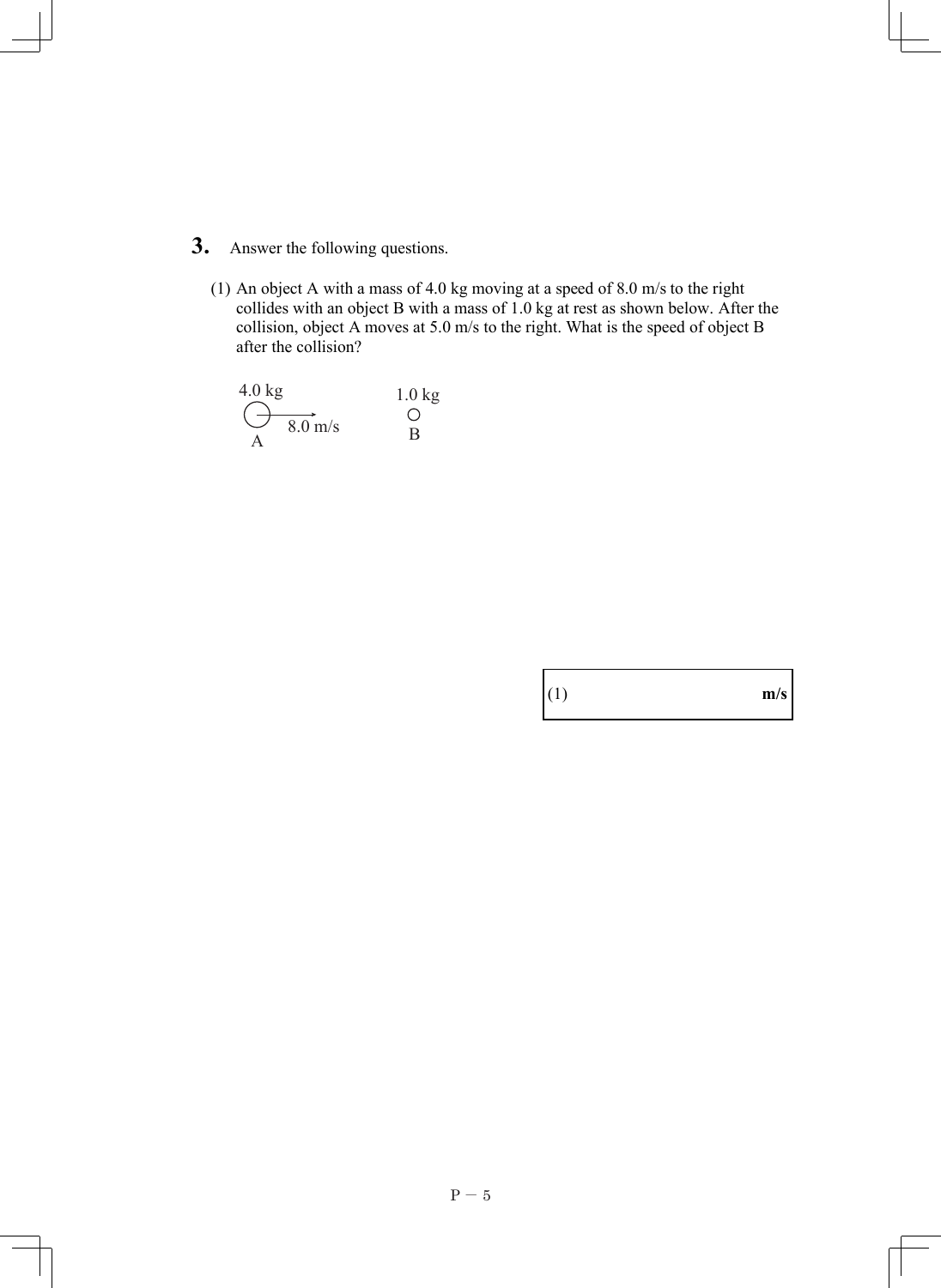**3.** Answer the following questions.

(1) An object A with a mass of 4.0 kg moving at a speed of 8.0 m/s to the right collides with an object B with a mass of 1.0 kg at rest as shown below. After the collision, object A moves at 5.0 m/s to the right. What is the speed of object B after the collision?

4.0 kg 8.0 m/s A    1.0 kg B

| (1) | m/s |
|---|---|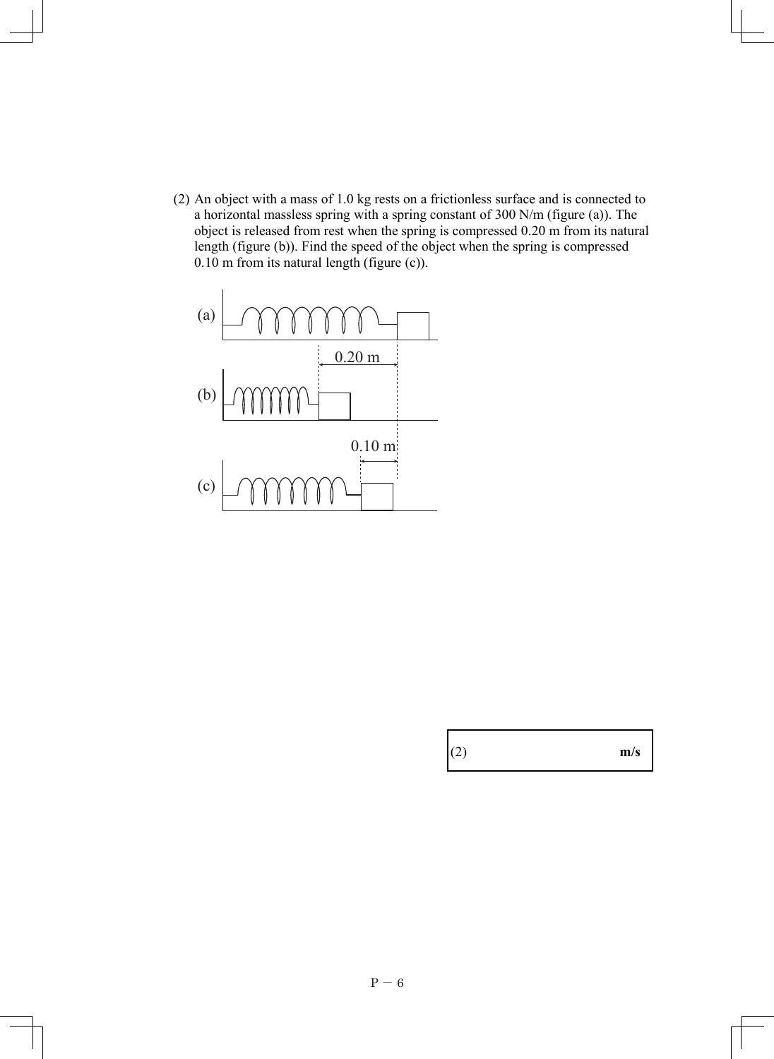(2) An object with a mass of 1.0 kg rests on a frictionless surface and is connected to a horizontal massless spring with a spring constant of 300 N/m (figure (a)). The object is released from rest when the spring is compressed 0.20 m from its natural length (figure (b)). Find the speed of the object when the spring is compressed 0.10 m from its natural length (figure (c)).

(a)

0.20 m

(b)

0.10 m

(c)

| (2) | m/s |
|---|---|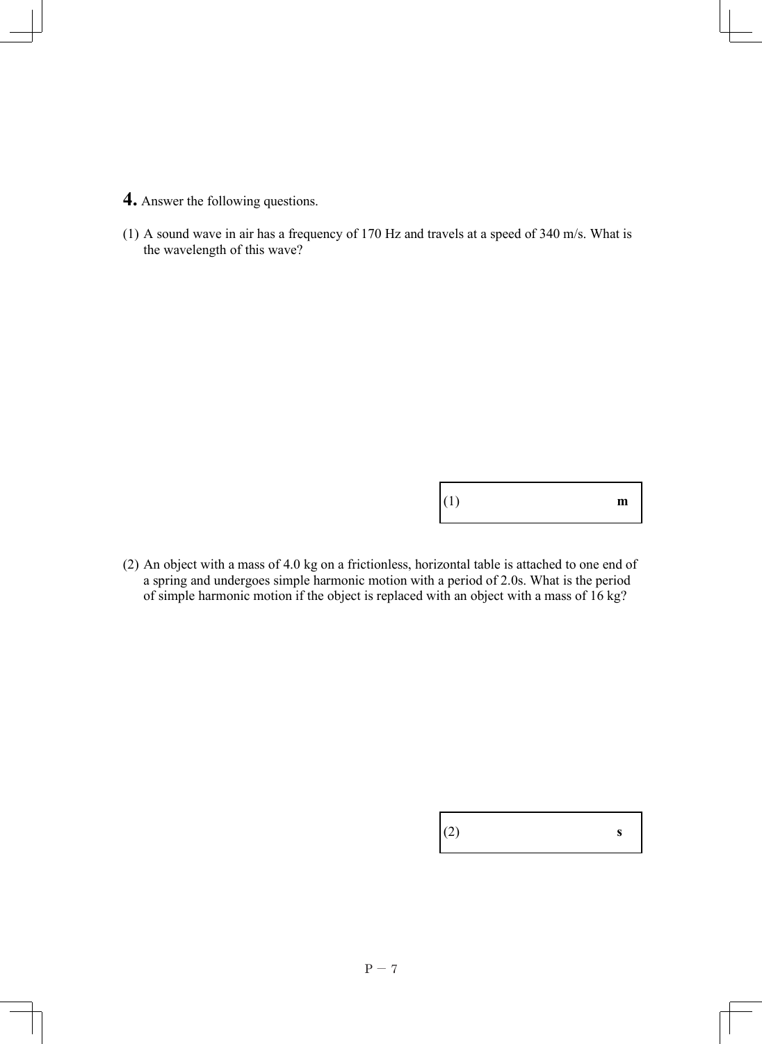**4.** Answer the following questions.

(1) A sound wave in air has a frequency of 170 Hz and travels at a speed of 340 m/s. What is the wavelength of this wave?

| (1) | **m** |
|---|---|

(2) An object with a mass of 4.0 kg on a frictionless, horizontal table is attached to one end of a spring and undergoes simple harmonic motion with a period of 2.0s. What is the period of simple harmonic motion if the object is replaced with an object with a mass of 16 kg?

| (2) | **s** |
|---|---|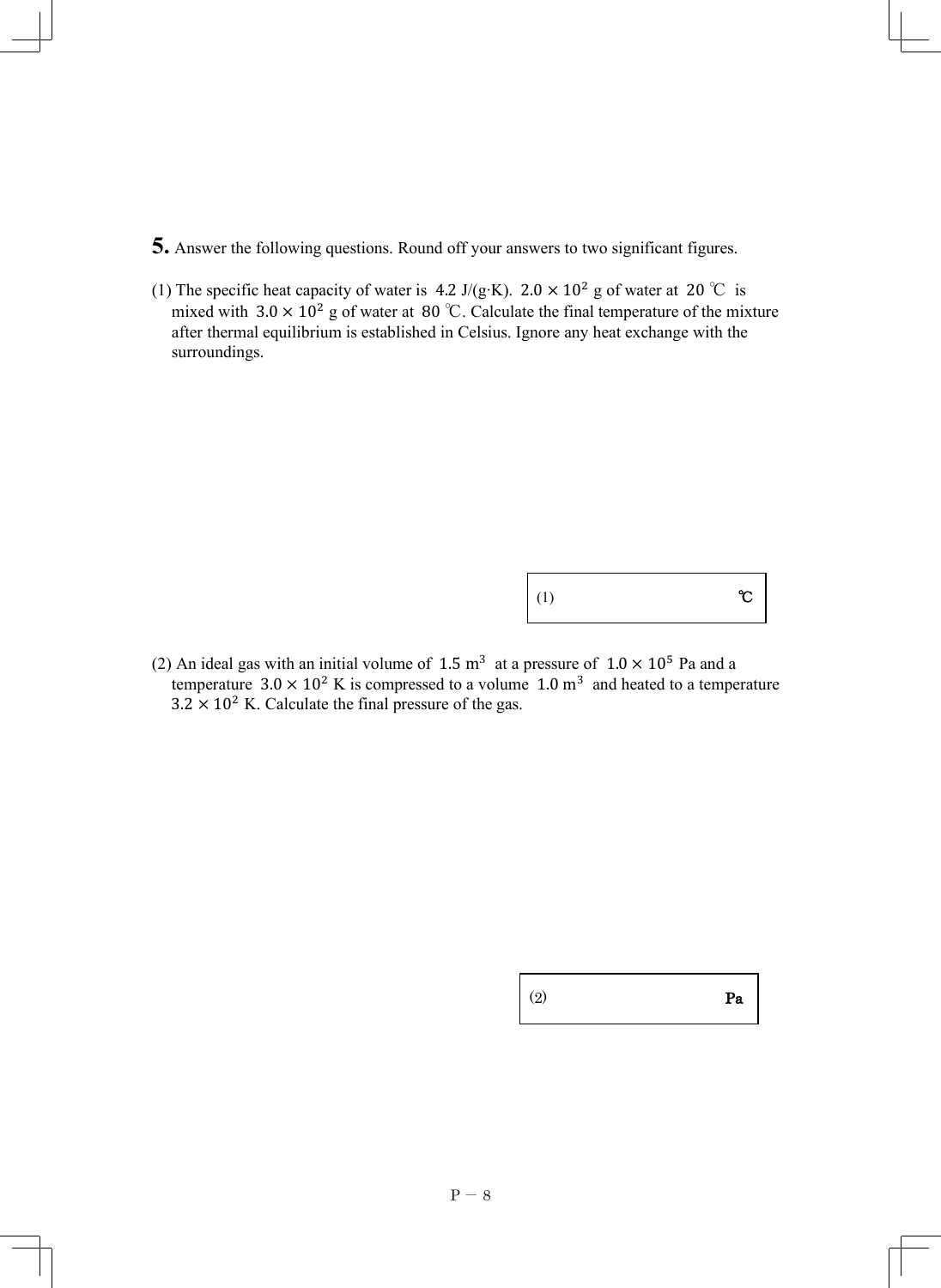**5.** Answer the following questions. Round off your answers to two significant figures.

(1) The specific heat capacity of water is $4.2$ J/(g·K). $2.0 \times 10^2$ g of water at $20$ ℃ is mixed with $3.0 \times 10^2$ g of water at $80$ ℃. Calculate the final temperature of the mixture after thermal equilibrium is established in Celsius. Ignore any heat exchange with the surroundings.

| (1) | ℃ |
|---|---|

(2) An ideal gas with an initial volume of $1.5\ \mathrm{m}^3$ at a pressure of $1.0 \times 10^5$ Pa and a temperature $3.0 \times 10^2$ K is compressed to a volume $1.0\ \mathrm{m}^3$ and heated to a temperature $3.2 \times 10^2$ K. Calculate the final pressure of the gas.

| (2) | Pa |
|---|---|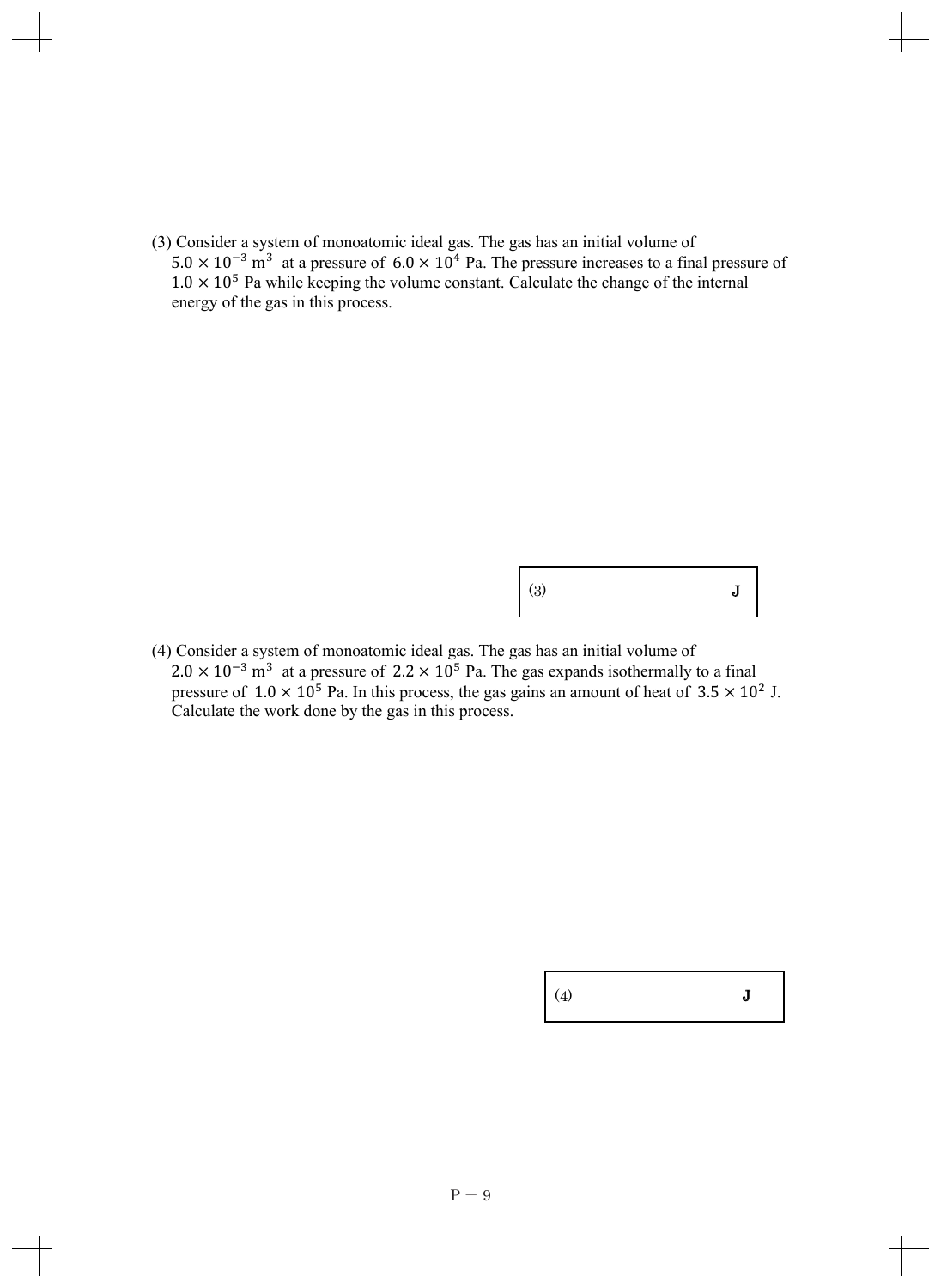(3) Consider a system of monoatomic ideal gas. The gas has an initial volume of $5.0 \times 10^{-3}\ \mathrm{m}^3$ at a pressure of $6.0 \times 10^4$ Pa. The pressure increases to a final pressure of $1.0 \times 10^5$ Pa while keeping the volume constant. Calculate the change of the internal energy of the gas in this process.

| (3) | J |
|---|---|

(4) Consider a system of monoatomic ideal gas. The gas has an initial volume of $2.0 \times 10^{-3}\ \mathrm{m}^3$ at a pressure of $2.2 \times 10^5$ Pa. The gas expands isothermally to a final pressure of $1.0 \times 10^5$ Pa. In this process, the gas gains an amount of heat of $3.5 \times 10^2$ J. Calculate the work done by the gas in this process.

| (4) | J |
|---|---|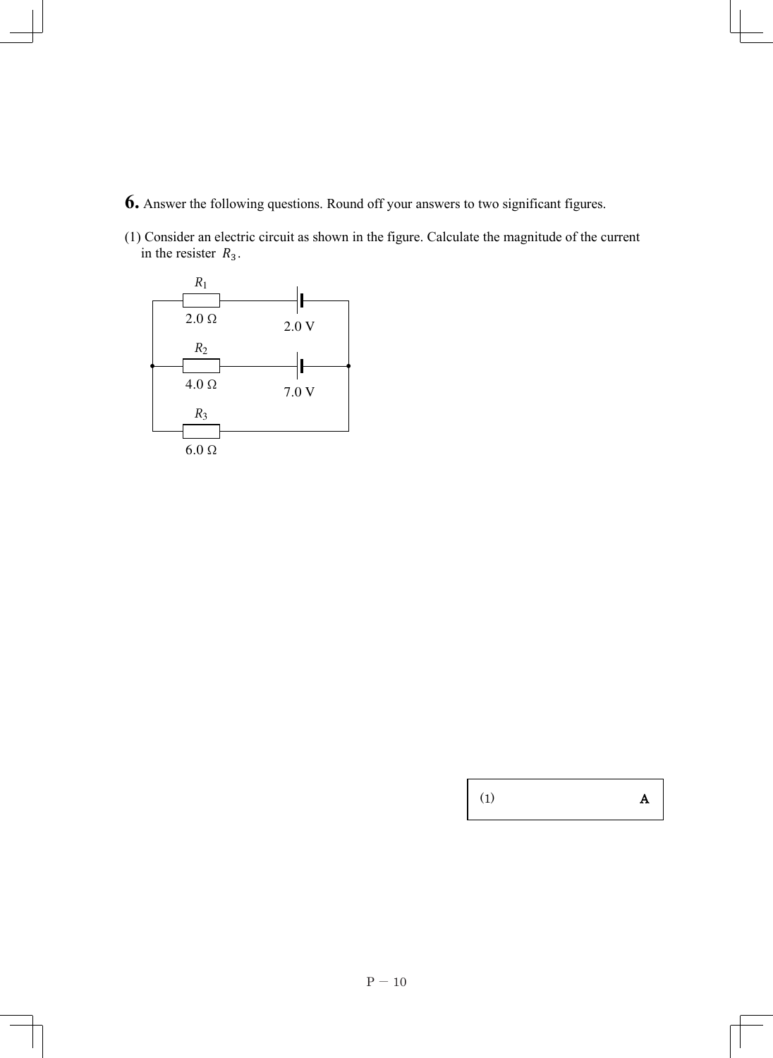**6.** Answer the following questions. Round off your answers to two significant figures.

(1) Consider an electric circuit as shown in the figure. Calculate the magnitude of the current in the resister $R_3$.

$R_1$

2.0 Ω

2.0 V

$R_2$

4.0 Ω

7.0 V

$R_3$

6.0 Ω

| (1) | A |
|---|---|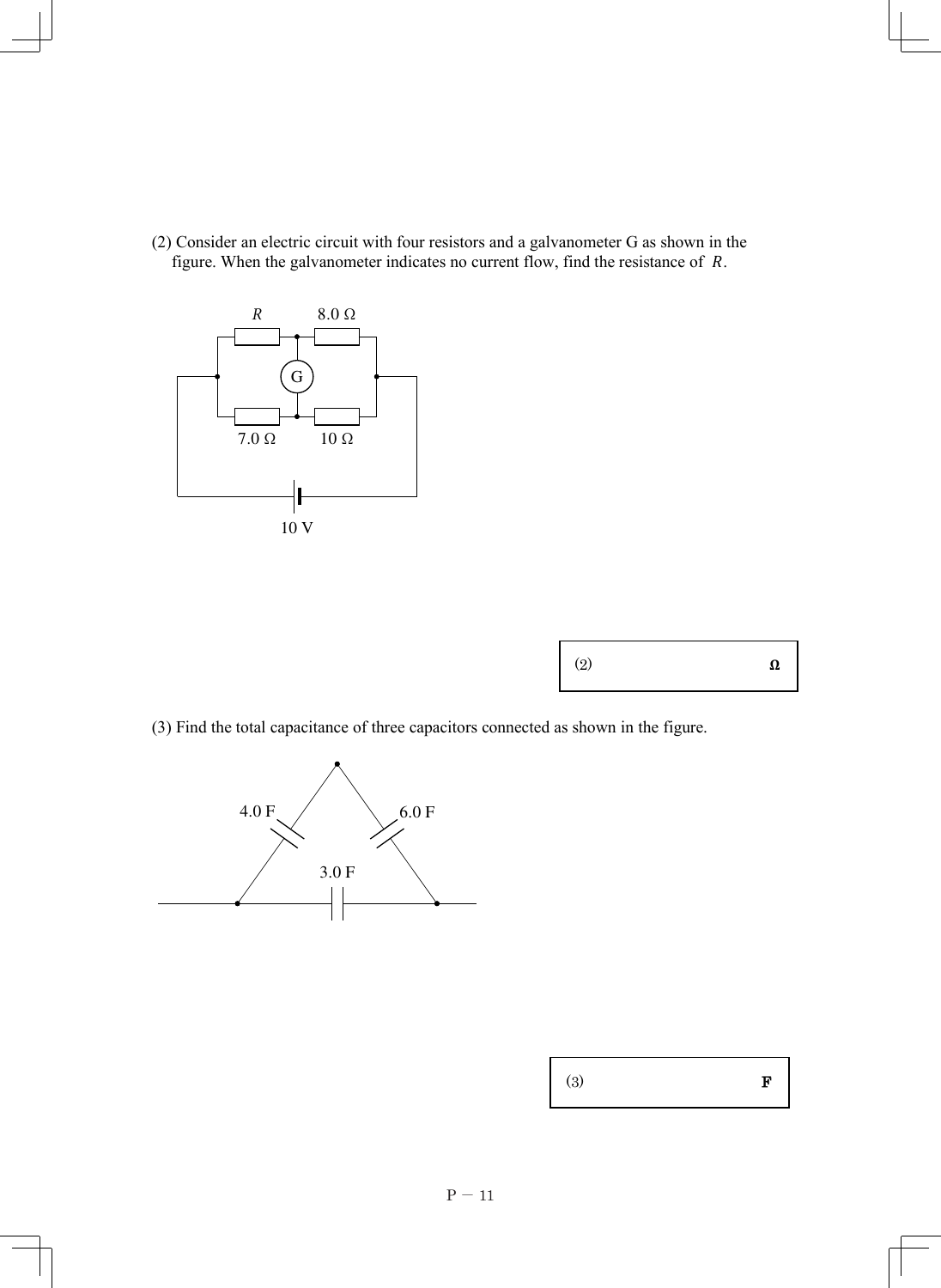(2) Consider an electric circuit with four resistors and a galvanometer G as shown in the figure. When the galvanometer indicates no current flow, find the resistance of $R$.

$R$ 8.0 Ω

G

7.0 Ω 10 Ω

10 V

| (2) Ω |
|---|

(3) Find the total capacitance of three capacitors connected as shown in the figure.

4.0 F 6.0 F

3.0 F

| (3) F |
|---|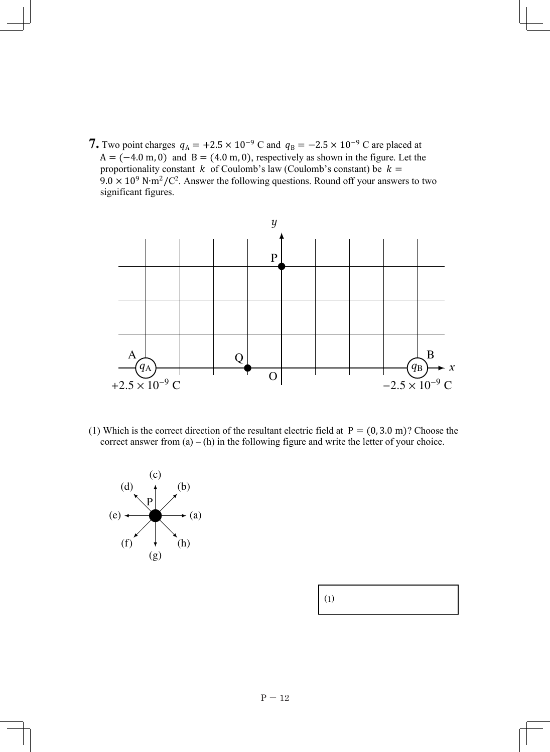**7.** Two point charges $q_A = +2.5 \times 10^{-9}$ C and $q_B = -2.5 \times 10^{-9}$ C are placed at $A = (-4.0 \text{ m}, 0)$ and $B = (4.0 \text{ m}, 0)$, respectively as shown in the figure. Let the proportionality constant $k$ of Coulomb's law (Coulomb's constant) be $k = 9.0 \times 10^9$ N·m$^2$/C$^2$. Answer the following questions. Round off your answers to two significant figures.

(1) Which is the correct direction of the resultant electric field at $P = (0, 3.0 \text{ m})$? Choose the correct answer from (a) – (h) in the following figure and write the letter of your choice.

| (1) |
|---|
| |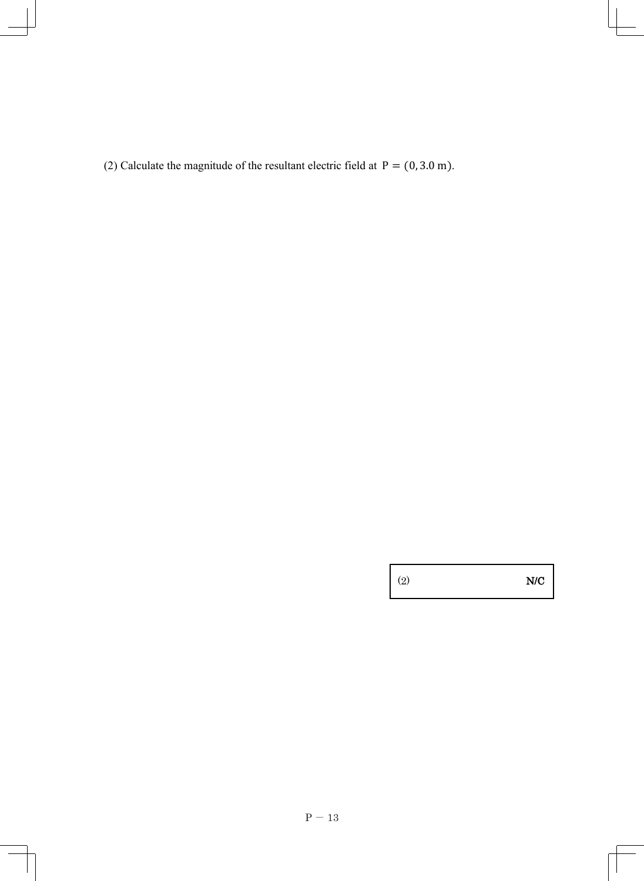(2) Calculate the magnitude of the resultant electric field at $\mathrm{P} = (0, 3.0\ \mathrm{m})$.

| (2) | N/C |
|---|---|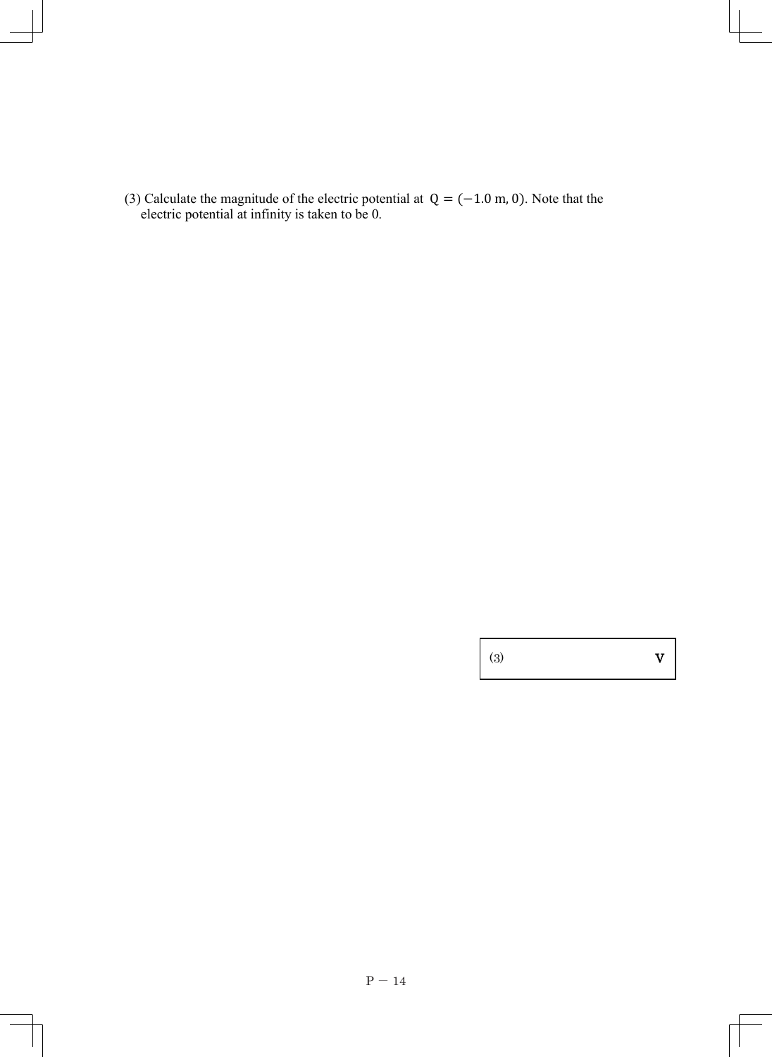(3) Calculate the magnitude of the electric potential at $\mathrm{Q} = (-1.0\ \mathrm{m}, 0)$. Note that the electric potential at infinity is taken to be 0.

| (3) | V |
|---|---|